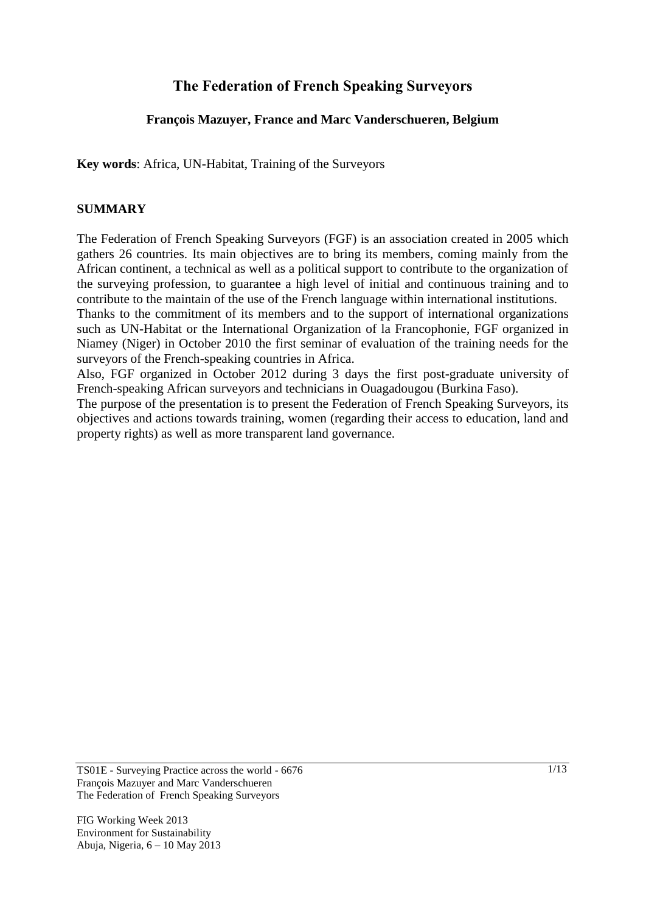# The Federation of French Speaking Surveyors

**François Mazuyer, France and Marc Vanderschueren, Belgium**

**Key words**: Africa, UN-Habitat, Training of the Surveyors

## SUMMARY

The Federation of French Speaking Surveyors (FGF) is an association created in 2005 which gathers 26 countries. Its main objectives are to bring its members, coming mainly from the African continent, a technical as well as a political support to contribute to the organization of the surveying profession, to guarantee a high level of initial and continuous training and to contribute to the maintain of the use of the French language within international institutions.

Thanks to the commitment of its members and to the support of international organizations such as UN-Habitat or the International Organization of la Francophonie, FGF organized in Niamey (Niger) in October 2010 the first seminar of evaluation of the training needs for the surveyors of the French-speaking countries in Africa.

Also, FGF organized in October 2012 during 3 days the first post-graduate university of French-speaking African surveyors and technicians in Ouagadougou (Burkina Faso).

The purpose of the presentation is to present the Federation of French Speaking Surveyors, its objectives and actions towards training, women (regarding their access to education, land and property rights) as well as more transparent land governance.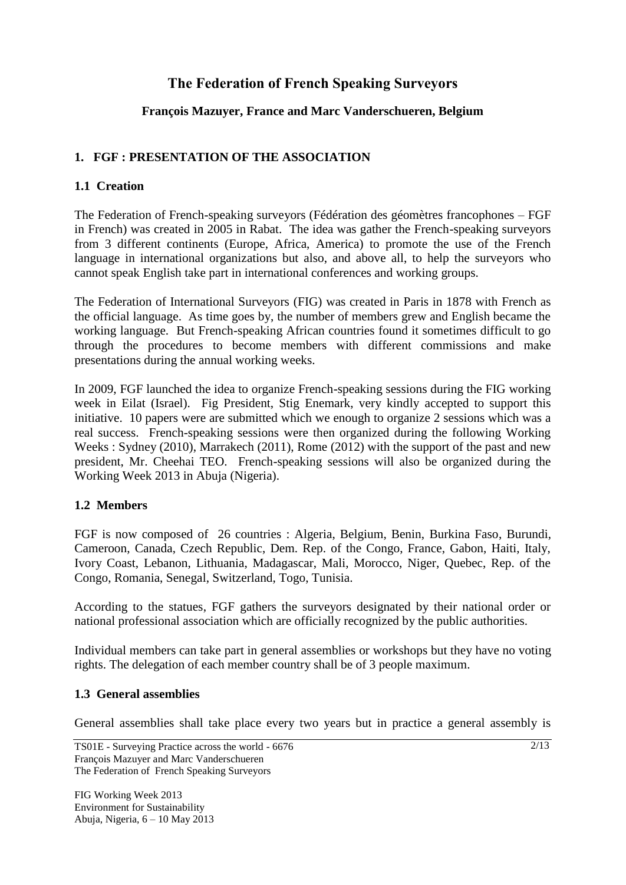# The Federation of French Speaking Surveyors

**François Mazuyer, France and Marc Vanderschueren, Belgium**

## 1. FGF : PRESENTATION OF THE ASSOCIATION

### 1.1 Creation

The Federation of French-speaking surveyors (Fédération des géomètres francophones – FGF in French) was created in 2005 in Rabat. The idea was gather the French-speaking surveyors from 3 different continents (Europe, Africa, America) to promote the use of the French language in international organizations but also, and above all, to help the surveyors who cannot speak English take part in international conferences and working groups.

The Federation of International Surveyors (FIG) was created in Paris in 1878 with French as the official language. As time goes by, the number of members grew and English became the working language. But French-speaking African countries found it sometimes difficult to go through the procedures to become members with different commissions and make presentations during the annual working weeks.

In 2009, FGF launched the idea to organize French-speaking sessions during the FIG working week in Eilat (Israel). Fig President, Stig Enemark, very kindly accepted to support this initiative. 10 papers were are submitted which we enough to organize 2 sessions which was a real success. French-speaking sessions were then organized during the following Working Weeks : Sydney (2010), Marrakech (2011), Rome (2012) with the support of the past and new president, Mr. Cheehai TEO. French-speaking sessions will also be organized during the Working Week 2013 in Abuja (Nigeria).

### 1.2 Members

FGF is now composed of 26 countries : Algeria, Belgium, Benin, Burkina Faso, Burundi, Cameroon, Canada, Czech Republic, Dem. Rep. of the Congo, France, Gabon, Haiti, Italy, Ivory Coast, Lebanon, Lithuania, Madagascar, Mali, Morocco, Niger, Quebec, Rep. of the Congo, Romania, Senegal, Switzerland, Togo, Tunisia.

According to the statues, FGF gathers the surveyors designated by their national order or national professional association which are officially recognized by the public authorities.

Individual members can take part in general assemblies or workshops but they have no voting rights. The delegation of each member country shall be of 3 people maximum.

### 1.3 General assemblies

General assemblies shall take place every two years but in practice a general assembly is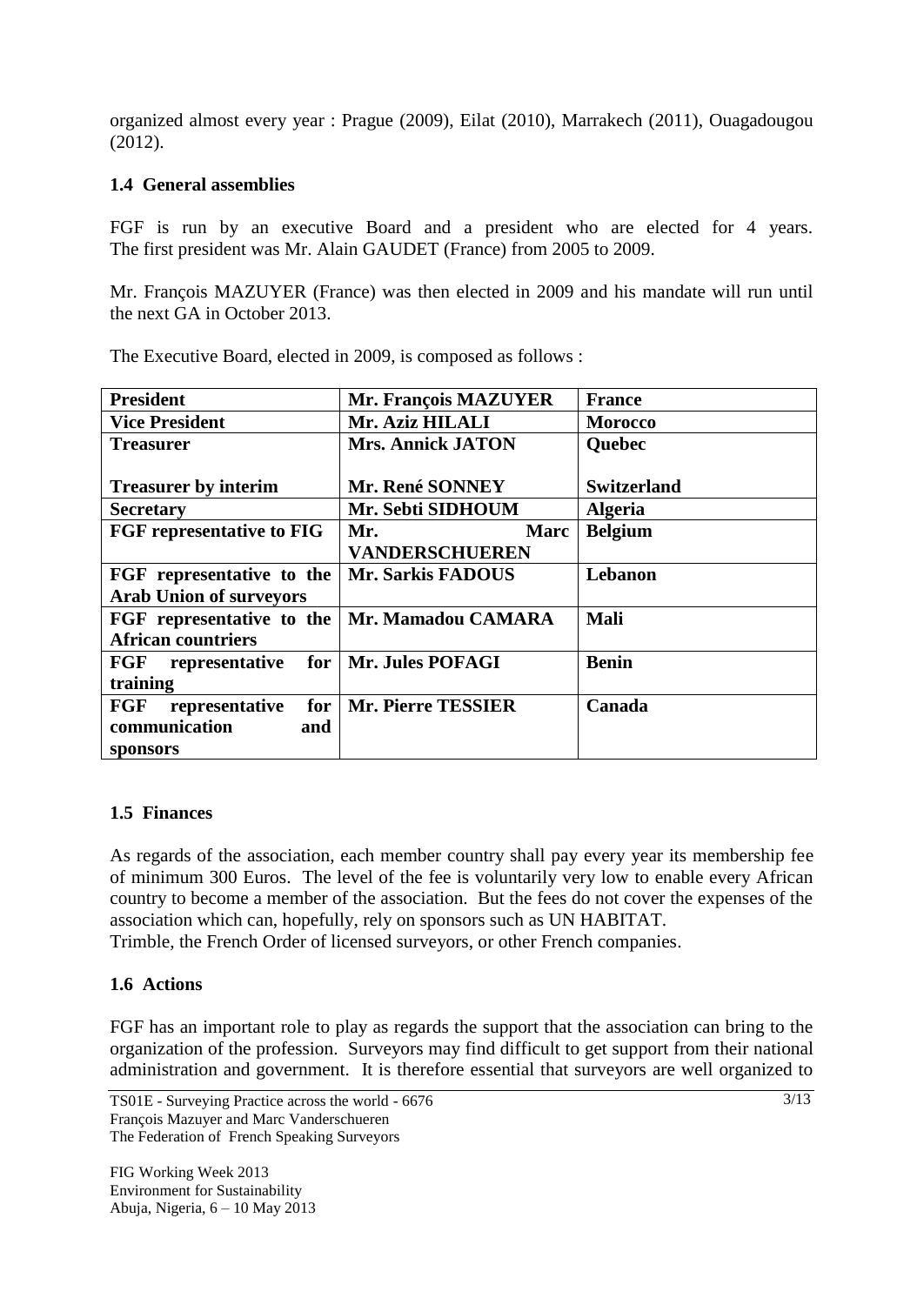organized almost every year : Prague (2009), Eilat (2010), Marrakech (2011), Ouagadougou (2012).

### 1.4 General assemblies

FGF is run by an executive Board and a president who are elected for 4 years. The first president was Mr. Alain GAUDET (France) from 2005 to 2009.

Mr. François MAZUYER (France) was then elected in 2009 and his mandate will run until the next GA in October 2013.

The Executive Board, elected in 2009, is composed as follows :

| **President** | **Mr. François MAZUYER** | **France** |
|---|---|---|
| **Vice President** | **Mr. Aziz HILALI** | **Morocco** |
| **Treasurer**<br><br>**Treasurer by interim** | **Mrs. Annick JATON**<br><br>**Mr. René SONNEY** | **Quebec**<br><br>**Switzerland** |
| **Secretary** | **Mr. Sebti SIDHOUM** | **Algeria** |
| **FGF representative to FIG** | **Mr. Marc VANDERSCHUEREN** | **Belgium** |
| **FGF representative to the Arab Union of surveyors** | **Mr. Sarkis FADOUS** | **Lebanon** |
| **FGF representative to the African countriers** | **Mr. Mamadou CAMARA** | **Mali** |
| **FGF representative for training** | **Mr. Jules POFAGI** | **Benin** |
| **FGF representative for communication and sponsors** | **Mr. Pierre TESSIER** | **Canada** |

### 1.5 Finances

As regards of the association, each member country shall pay every year its membership fee of minimum 300 Euros. The level of the fee is voluntarily very low to enable every African country to become a member of the association. But the fees do not cover the expenses of the association which can, hopefully, rely on sponsors such as UN HABITAT.
Trimble, the French Order of licensed surveyors, or other French companies.

### 1.6 Actions

FGF has an important role to play as regards the support that the association can bring to the organization of the profession. Surveyors may find difficult to get support from their national administration and government. It is therefore essential that surveyors are well organized to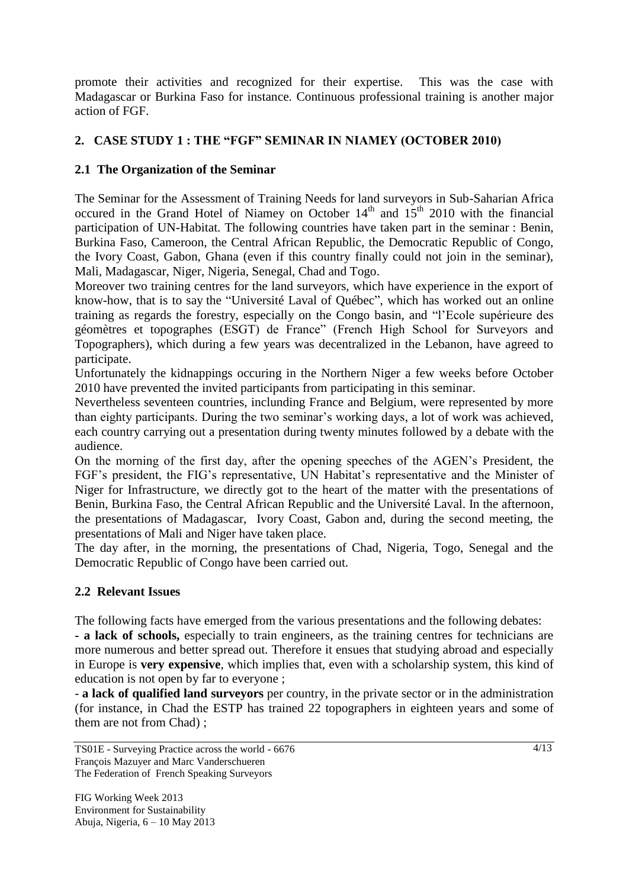promote their activities and recognized for their expertise. This was the case with Madagascar or Burkina Faso for instance. Continuous professional training is another major action of FGF.

## 2. CASE STUDY 1 : THE "FGF" SEMINAR IN NIAMEY (OCTOBER 2010)

### 2.1 The Organization of the Seminar

The Seminar for the Assessment of Training Needs for land surveyors in Sub-Saharian Africa occured in the Grand Hotel of Niamey on October 14th and 15th 2010 with the financial participation of UN-Habitat. The following countries have taken part in the seminar : Benin, Burkina Faso, Cameroon, the Central African Republic, the Democratic Republic of Congo, the Ivory Coast, Gabon, Ghana (even if this country finally could not join in the seminar), Mali, Madagascar, Niger, Nigeria, Senegal, Chad and Togo.

Moreover two training centres for the land surveyors, which have experience in the export of know-how, that is to say the "Université Laval of Québec", which has worked out an online training as regards the forestry, especially on the Congo basin, and "l'Ecole supérieure des géomètres et topographes (ESGT) de France" (French High School for Surveyors and Topographers), which during a few years was decentralized in the Lebanon, have agreed to participate.

Unfortunately the kidnappings occuring in the Northern Niger a few weeks before October 2010 have prevented the invited participants from participating in this seminar.

Nevertheless seventeen countries, inclunding France and Belgium, were represented by more than eighty participants. During the two seminar's working days, a lot of work was achieved, each country carrying out a presentation during twenty minutes followed by a debate with the audience.

On the morning of the first day, after the opening speeches of the AGEN's President, the FGF's president, the FIG's representative, UN Habitat's representative and the Minister of Niger for Infrastructure, we directly got to the heart of the matter with the presentations of Benin, Burkina Faso, the Central African Republic and the Université Laval. In the afternoon, the presentations of Madagascar, Ivory Coast, Gabon and, during the second meeting, the presentations of Mali and Niger have taken place.

The day after, in the morning, the presentations of Chad, Nigeria, Togo, Senegal and the Democratic Republic of Congo have been carried out.

### 2.2 Relevant Issues

The following facts have emerged from the various presentations and the following debates:

- **a lack of schools,** especially to train engineers, as the training centres for technicians are more numerous and better spread out. Therefore it ensues that studying abroad and especially in Europe is **very expensive**, which implies that, even with a scholarship system, this kind of education is not open by far to everyone ;
- **a lack of qualified land surveyors** per country, in the private sector or in the administration (for instance, in Chad the ESTP has trained 22 topographers in eighteen years and some of them are not from Chad) ;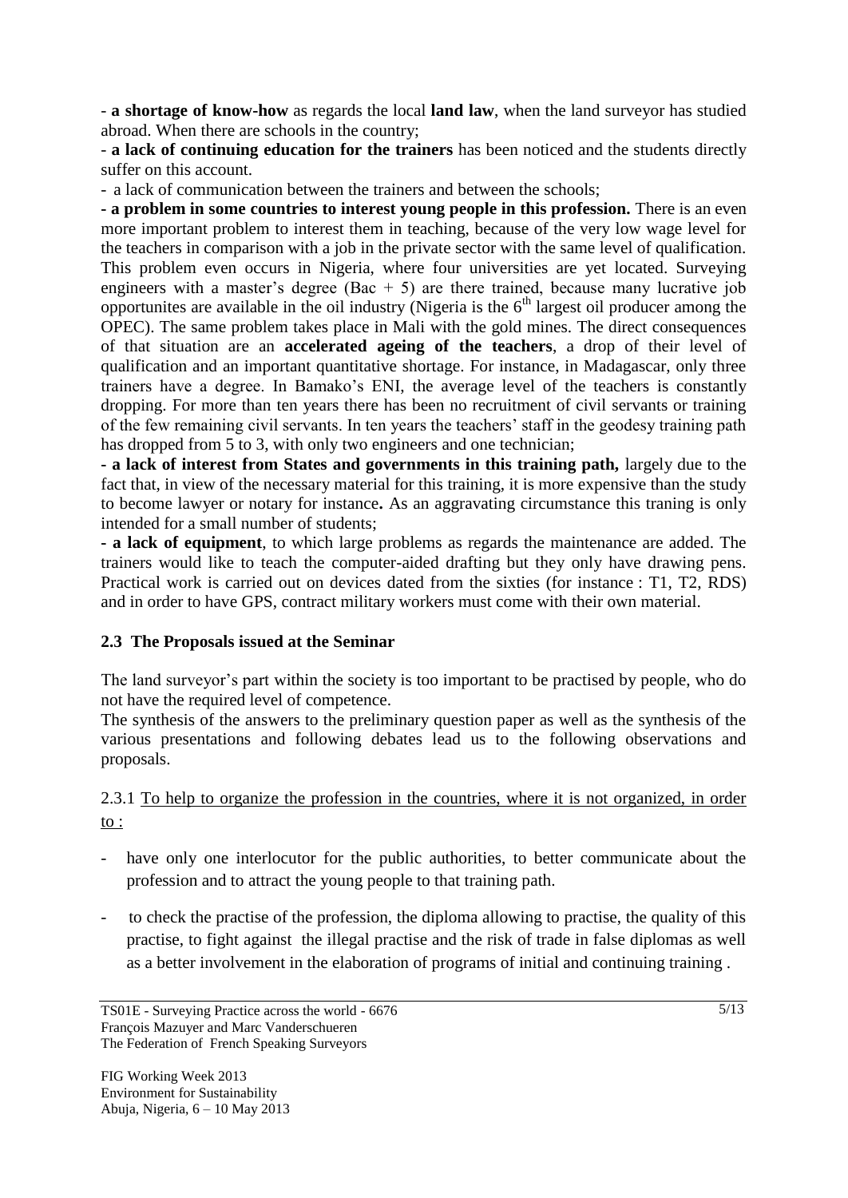- **a shortage of know-how** as regards the local **land law**, when the land surveyor has studied abroad. When there are schools in the country;

- **a lack of continuing education for the trainers** has been noticed and the students directly suffer on this account.

- a lack of communication between the trainers and between the schools;

**- a problem in some countries to interest young people in this profession.** There is an even more important problem to interest them in teaching, because of the very low wage level for the teachers in comparison with a job in the private sector with the same level of qualification. This problem even occurs in Nigeria, where four universities are yet located. Surveying engineers with a master's degree (Bac + 5) are there trained, because many lucrative job opportunites are available in the oil industry (Nigeria is the 6th largest oil producer among the OPEC). The same problem takes place in Mali with the gold mines. The direct consequences of that situation are an **accelerated ageing of the teachers**, a drop of their level of qualification and an important quantitative shortage. For instance, in Madagascar, only three trainers have a degree. In Bamako's ENI, the average level of the teachers is constantly dropping. For more than ten years there has been no recruitment of civil servants or training of the few remaining civil servants. In ten years the teachers' staff in the geodesy training path has dropped from 5 to 3, with only two engineers and one technician;

**- a lack of interest from States and governments in this training path,** largely due to the fact that, in view of the necessary material for this training, it is more expensive than the study to become lawyer or notary for instance**.** As an aggravating circumstance this traning is only intended for a small number of students;

**- a lack of equipment**, to which large problems as regards the maintenance are added. The trainers would like to teach the computer-aided drafting but they only have drawing pens. Practical work is carried out on devices dated from the sixties (for instance : T1, T2, RDS) and in order to have GPS, contract military workers must come with their own material.

### 2.3 The Proposals issued at the Seminar

The land surveyor's part within the society is too important to be practised by people, who do not have the required level of competence.

The synthesis of the answers to the preliminary question paper as well as the synthesis of the various presentations and following debates lead us to the following observations and proposals.

2.3.1 <u>To help to organize the profession in the countries, where it is not organized, in order to :</u>

- have only one interlocutor for the public authorities, to better communicate about the profession and to attract the young people to that training path.

- to check the practise of the profession, the diploma allowing to practise, the quality of this practise, to fight against the illegal practise and the risk of trade in false diplomas as well as a better involvement in the elaboration of programs of initial and continuing training .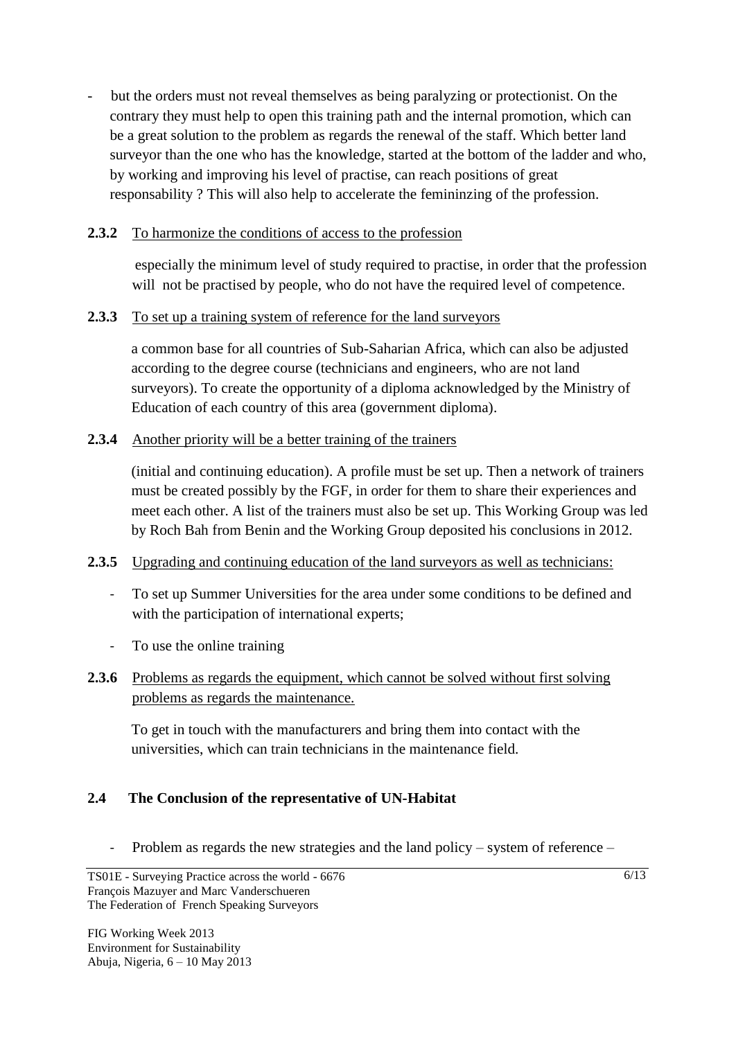- but the orders must not reveal themselves as being paralyzing or protectionist. On the contrary they must help to open this training path and the internal promotion, which can be a great solution to the problem as regards the renewal of the staff. Which better land surveyor than the one who has the knowledge, started at the bottom of the ladder and who, by working and improving his level of practise, can reach positions of great responsability ? This will also help to accelerate the femininzing of the profession.

**2.3.2** To harmonize the conditions of access to the profession

especially the minimum level of study required to practise, in order that the profession will not be practised by people, who do not have the required level of competence.

**2.3.3** To set up a training system of reference for the land surveyors

a common base for all countries of Sub-Saharian Africa, which can also be adjusted according to the degree course (technicians and engineers, who are not land surveyors). To create the opportunity of a diploma acknowledged by the Ministry of Education of each country of this area (government diploma).

**2.3.4** Another priority will be a better training of the trainers

(initial and continuing education). A profile must be set up. Then a network of trainers must be created possibly by the FGF, in order for them to share their experiences and meet each other. A list of the trainers must also be set up. This Working Group was led by Roch Bah from Benin and the Working Group deposited his conclusions in 2012.

**2.3.5** Upgrading and continuing education of the land surveyors as well as technicians:

- To set up Summer Universities for the area under some conditions to be defined and with the participation of international experts;
- To use the online training

**2.3.6** Problems as regards the equipment, which cannot be solved without first solving problems as regards the maintenance.

To get in touch with the manufacturers and bring them into contact with the universities, which can train technicians in the maintenance field.

### 2.4 The Conclusion of the representative of UN-Habitat

- Problem as regards the new strategies and the land policy – system of reference –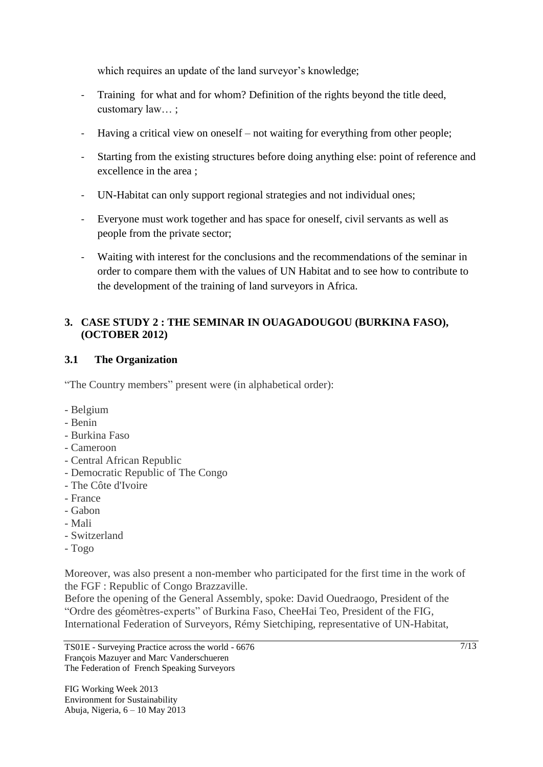which requires an update of the land surveyor's knowledge;

- Training for what and for whom? Definition of the rights beyond the title deed, customary law… ;
- Having a critical view on oneself – not waiting for everything from other people;
- Starting from the existing structures before doing anything else: point of reference and excellence in the area ;
- UN-Habitat can only support regional strategies and not individual ones;
- Everyone must work together and has space for oneself, civil servants as well as people from the private sector;
- Waiting with interest for the conclusions and the recommendations of the seminar in order to compare them with the values of UN Habitat and to see how to contribute to the development of the training of land surveyors in Africa.

## 3. CASE STUDY 2 : THE SEMINAR IN OUAGADOUGOU (BURKINA FASO), (OCTOBER 2012)

### 3.1 The Organization

"The Country members" present were (in alphabetical order):

- Belgium
- Benin
- Burkina Faso
- Cameroon
- Central African Republic
- Democratic Republic of The Congo
- The Côte d'Ivoire
- France
- Gabon
- Mali
- Switzerland
- Togo

Moreover, was also present a non-member who participated for the first time in the work of the FGF : Republic of Congo Brazzaville.
Before the opening of the General Assembly, spoke: David Ouedraogo, President of the "Ordre des géomètres-experts" of Burkina Faso, CheeHai Teo, President of the FIG, International Federation of Surveyors, Rémy Sietchiping, representative of UN-Habitat,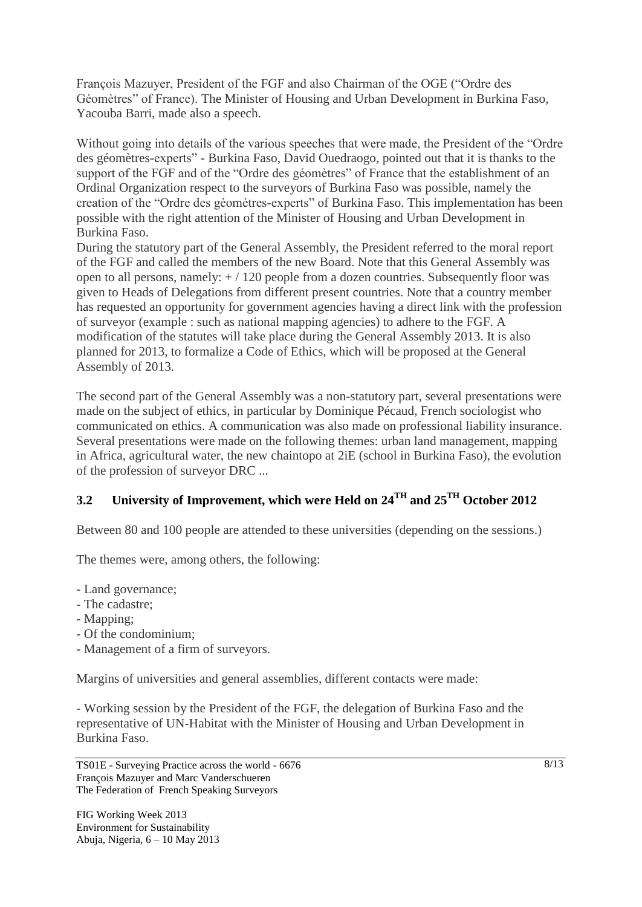François Mazuyer, President of the FGF and also Chairman of the OGE ("Ordre des Géomètres" of France). The Minister of Housing and Urban Development in Burkina Faso, Yacouba Barri, made also a speech.

Without going into details of the various speeches that were made, the President of the "Ordre des géomètres-experts" - Burkina Faso, David Ouedraogo, pointed out that it is thanks to the support of the FGF and of the "Ordre des géomètres" of France that the establishment of an Ordinal Organization respect to the surveyors of Burkina Faso was possible, namely the creation of the "Ordre des géomètres-experts" of Burkina Faso. This implementation has been possible with the right attention of the Minister of Housing and Urban Development in Burkina Faso.

During the statutory part of the General Assembly, the President referred to the moral report of the FGF and called the members of the new Board. Note that this General Assembly was open to all persons, namely: + / 120 people from a dozen countries. Subsequently floor was given to Heads of Delegations from different present countries. Note that a country member has requested an opportunity for government agencies having a direct link with the profession of surveyor (example : such as national mapping agencies) to adhere to the FGF. A modification of the statutes will take place during the General Assembly 2013. It is also planned for 2013, to formalize a Code of Ethics, which will be proposed at the General Assembly of 2013.

The second part of the General Assembly was a non-statutory part, several presentations were made on the subject of ethics, in particular by Dominique Pécaud, French sociologist who communicated on ethics. A communication was also made on professional liability insurance. Several presentations were made on the following themes: urban land management, mapping in Africa, agricultural water, the new chaintopo at 2iE (school in Burkina Faso), the evolution of the profession of surveyor DRC ...

### 3.2 University of Improvement, which were Held on 24TH and 25TH October 2012

Between 80 and 100 people are attended to these universities (depending on the sessions.)

The themes were, among others, the following:

- Land governance;
- The cadastre;
- Mapping;
- Of the condominium;
- Management of a firm of surveyors.

Margins of universities and general assemblies, different contacts were made:

- Working session by the President of the FGF, the delegation of Burkina Faso and the representative of UN-Habitat with the Minister of Housing and Urban Development in Burkina Faso.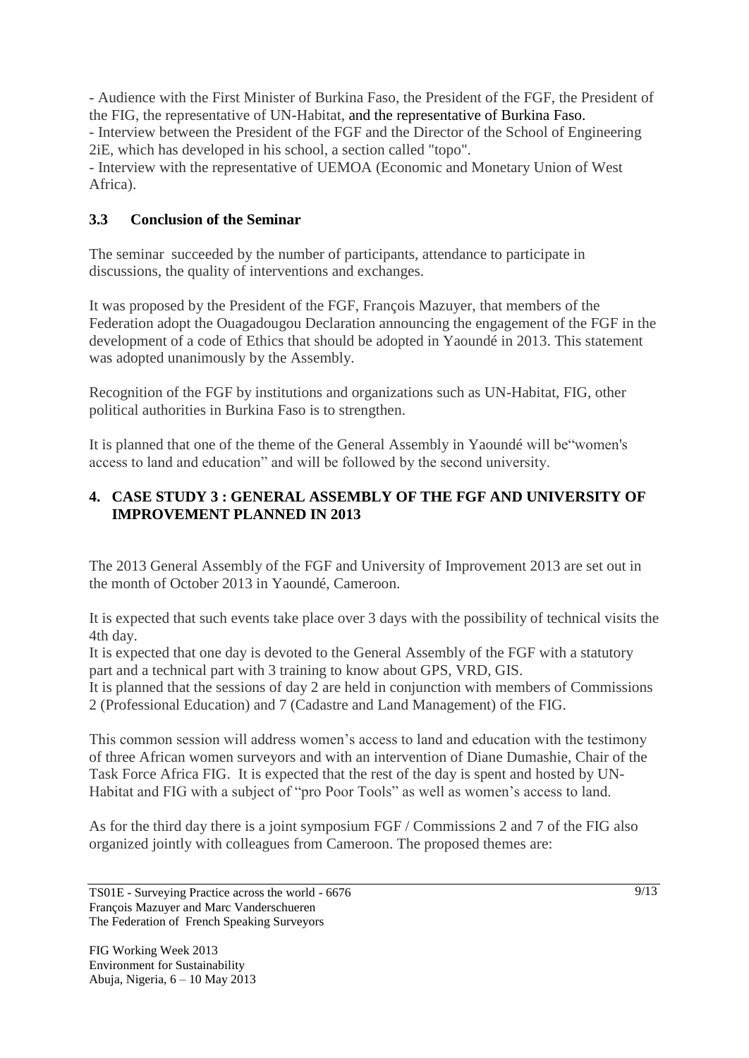- Audience with the First Minister of Burkina Faso, the President of the FGF, the President of the FIG, the representative of UN-Habitat, and the representative of Burkina Faso.
- Interview between the President of the FGF and the Director of the School of Engineering 2iE, which has developed in his school, a section called "topo".
- Interview with the representative of UEMOA (Economic and Monetary Union of West Africa).

### 3.3 Conclusion of the Seminar

The seminar succeeded by the number of participants, attendance to participate in discussions, the quality of interventions and exchanges.

It was proposed by the President of the FGF, François Mazuyer, that members of the Federation adopt the Ouagadougou Declaration announcing the engagement of the FGF in the development of a code of Ethics that should be adopted in Yaoundé in 2013. This statement was adopted unanimously by the Assembly.

Recognition of the FGF by institutions and organizations such as UN-Habitat, FIG, other political authorities in Burkina Faso is to strengthen.

It is planned that one of the theme of the General Assembly in Yaoundé will be"women's access to land and education" and will be followed by the second university.

## 4. CASE STUDY 3 : GENERAL ASSEMBLY OF THE FGF AND UNIVERSITY OF IMPROVEMENT PLANNED IN 2013

The 2013 General Assembly of the FGF and University of Improvement 2013 are set out in the month of October 2013 in Yaoundé, Cameroon.

It is expected that such events take place over 3 days with the possibility of technical visits the 4th day.
It is expected that one day is devoted to the General Assembly of the FGF with a statutory part and a technical part with 3 training to know about GPS, VRD, GIS.
It is planned that the sessions of day 2 are held in conjunction with members of Commissions 2 (Professional Education) and 7 (Cadastre and Land Management) of the FIG.

This common session will address women's access to land and education with the testimony of three African women surveyors and with an intervention of Diane Dumashie, Chair of the Task Force Africa FIG. It is expected that the rest of the day is spent and hosted by UN-Habitat and FIG with a subject of "pro Poor Tools" as well as women's access to land.

As for the third day there is a joint symposium FGF / Commissions 2 and 7 of the FIG also organized jointly with colleagues from Cameroon. The proposed themes are: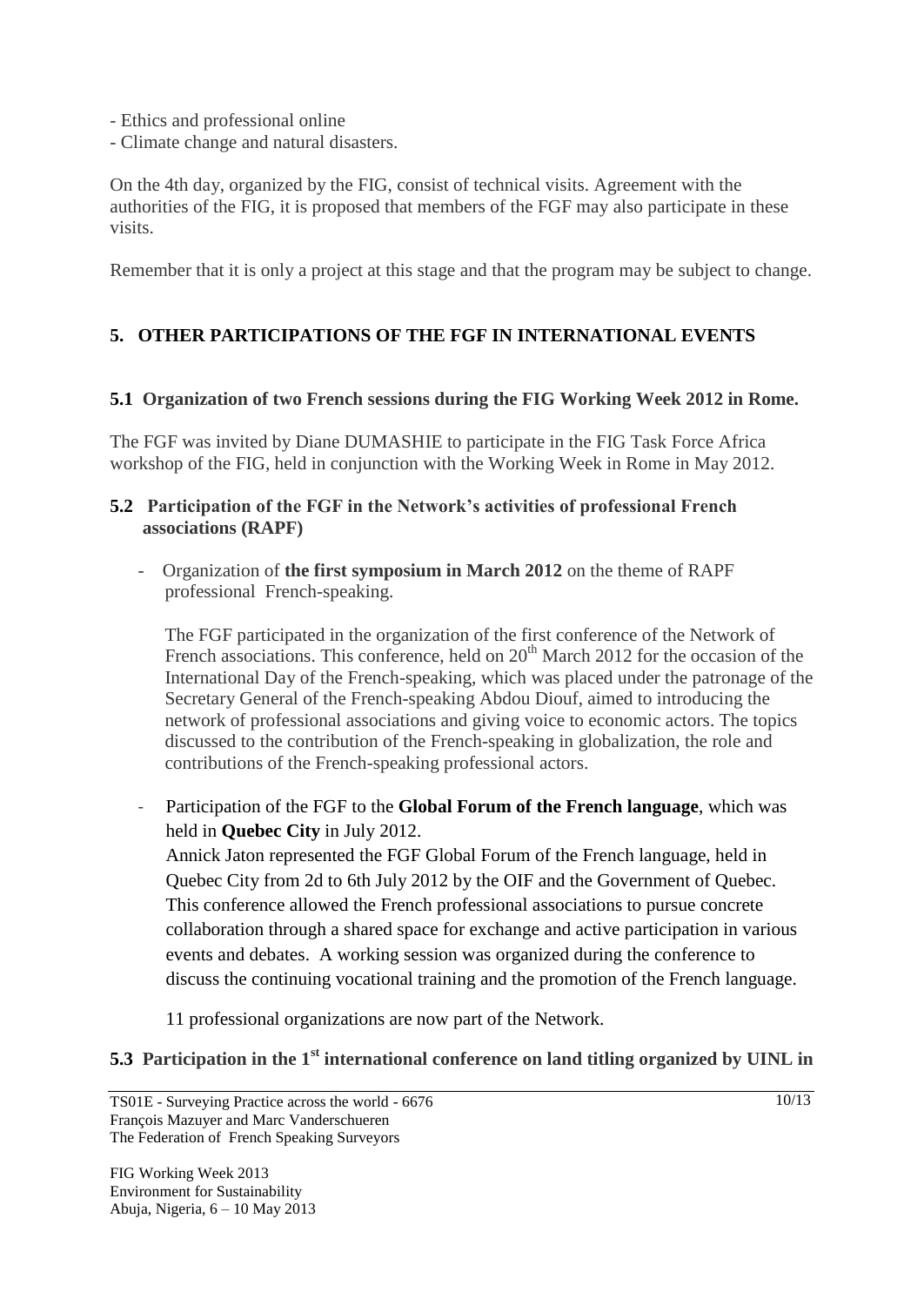- Ethics and professional online
- Climate change and natural disasters.

On the 4th day, organized by the FIG, consist of technical visits. Agreement with the authorities of the FIG, it is proposed that members of the FGF may also participate in these visits.

Remember that it is only a project at this stage and that the program may be subject to change.

## 5. OTHER PARTICIPATIONS OF THE FGF IN INTERNATIONAL EVENTS

### 5.1 Organization of two French sessions during the FIG Working Week 2012 in Rome.

The FGF was invited by Diane DUMASHIE to participate in the FIG Task Force Africa workshop of the FIG, held in conjunction with the Working Week in Rome in May 2012.

### 5.2 Participation of the FGF in the Network's activities of professional French associations (RAPF)

- Organization of **the first symposium in March 2012** on the theme of RAPF professional French-speaking.

  The FGF participated in the organization of the first conference of the Network of French associations. This conference, held on 20th March 2012 for the occasion of the International Day of the French-speaking, which was placed under the patronage of the Secretary General of the French-speaking Abdou Diouf, aimed to introducing the network of professional associations and giving voice to economic actors. The topics discussed to the contribution of the French-speaking in globalization, the role and contributions of the French-speaking professional actors.

- Participation of the FGF to the **Global Forum of the French language**, which was held in **Quebec City** in July 2012.
  Annick Jaton represented the FGF Global Forum of the French language, held in Quebec City from 2d to 6th July 2012 by the OIF and the Government of Quebec. This conference allowed the French professional associations to pursue concrete collaboration through a shared space for exchange and active participation in various events and debates. A working session was organized during the conference to discuss the continuing vocational training and the promotion of the French language.

  11 professional organizations are now part of the Network.

### 5.3 Participation in the 1st international conference on land titling organized by UINL in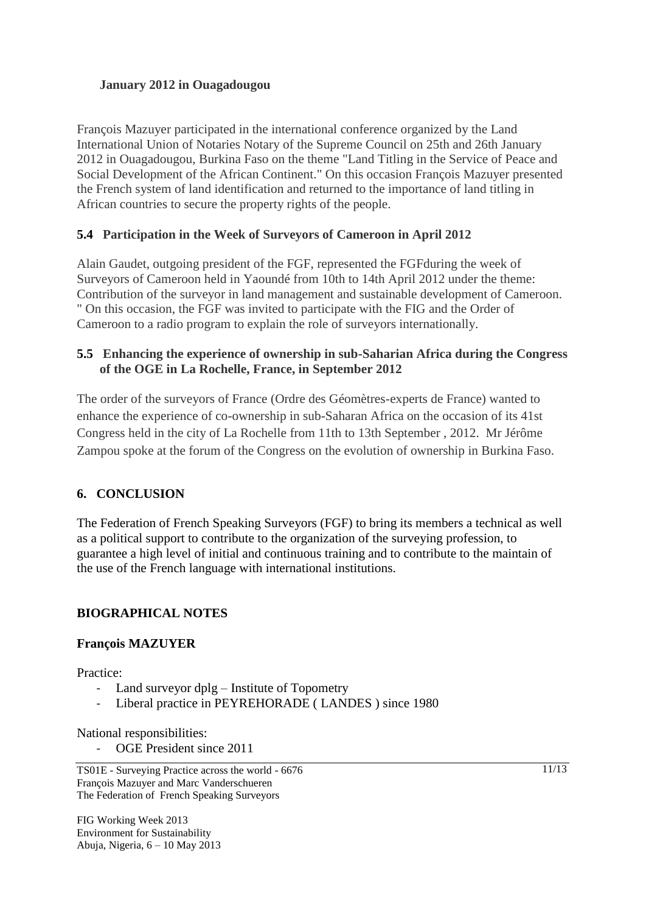**January 2012 in Ouagadougou**

François Mazuyer participated in the international conference organized by the Land International Union of Notaries Notary of the Supreme Council on 25th and 26th January 2012 in Ouagadougou, Burkina Faso on the theme "Land Titling in the Service of Peace and Social Development of the African Continent." On this occasion François Mazuyer presented the French system of land identification and returned to the importance of land titling in African countries to secure the property rights of the people.

### 5.4 Participation in the Week of Surveyors of Cameroon in April 2012

Alain Gaudet, outgoing president of the FGF, represented the FGFduring the week of Surveyors of Cameroon held in Yaoundé from 10th to 14th April 2012 under the theme: Contribution of the surveyor in land management and sustainable development of Cameroon. " On this occasion, the FGF was invited to participate with the FIG and the Order of Cameroon to a radio program to explain the role of surveyors internationally.

### 5.5 Enhancing the experience of ownership in sub-Saharian Africa during the Congress of the OGE in La Rochelle, France, in September 2012

The order of the surveyors of France (Ordre des Géomètres-experts de France) wanted to enhance the experience of co-ownership in sub-Saharan Africa on the occasion of its 41st Congress held in the city of La Rochelle from 11th to 13th September , 2012. Mr Jérôme Zampou spoke at the forum of the Congress on the evolution of ownership in Burkina Faso.

## 6. CONCLUSION

The Federation of French Speaking Surveyors (FGF) to bring its members a technical as well as a political support to contribute to the organization of the surveying profession, to guarantee a high level of initial and continuous training and to contribute to the maintain of the use of the French language with international institutions.

## BIOGRAPHICAL NOTES

### François MAZUYER

Practice:

- Land surveyor dplg – Institute of Topometry
- Liberal practice in PEYREHORADE ( LANDES ) since 1980

National responsibilities:

- OGE President since 2011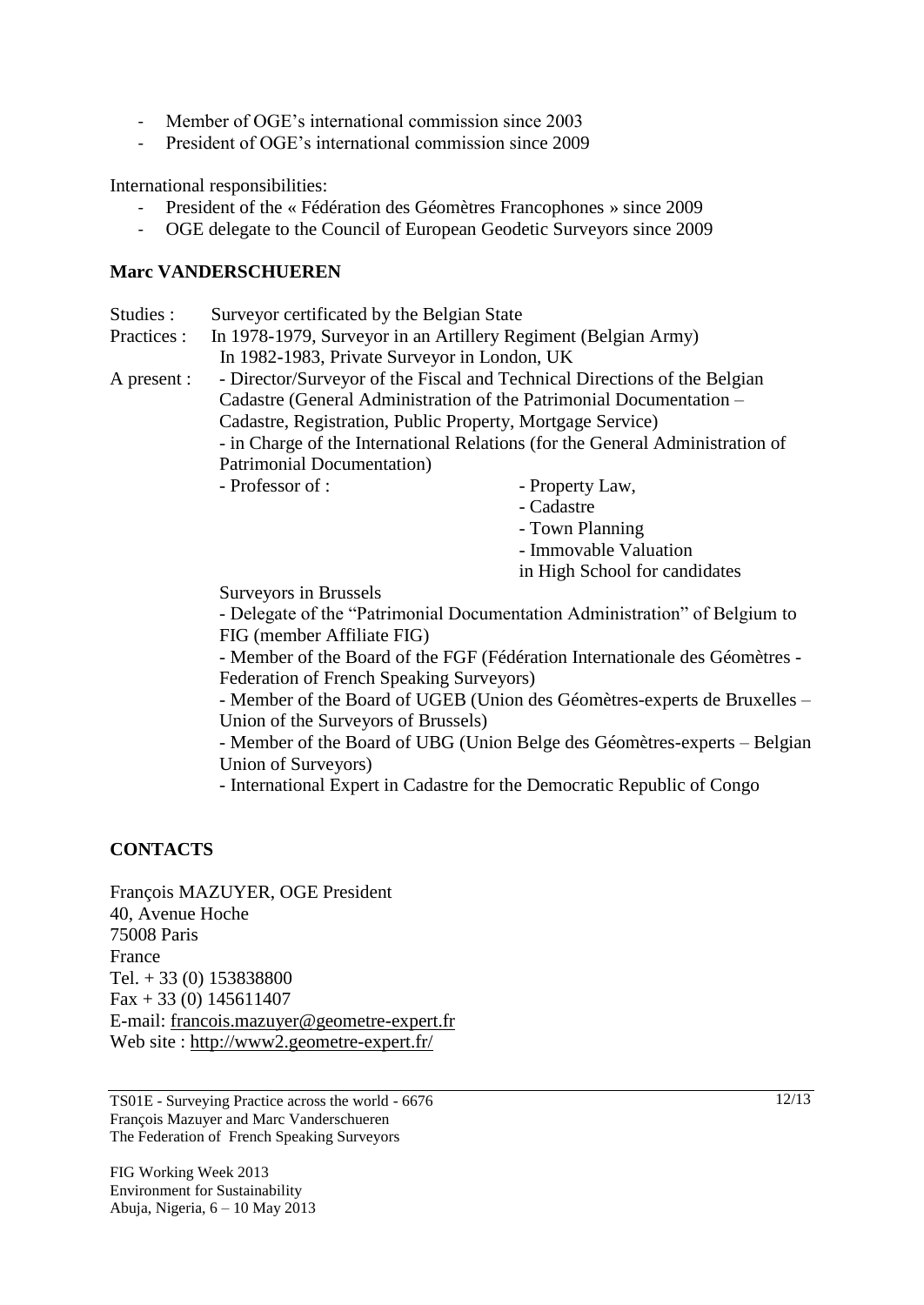- Member of OGE's international commission since 2003
- President of OGE's international commission since 2009

International responsibilities:

- President of the « Fédération des Géomètres Francophones » since 2009
- OGE delegate to the Council of European Geodetic Surveyors since 2009

**Marc VANDERSCHUEREN**

Studies : Surveyor certificated by the Belgian State

Practices : In 1978-1979, Surveyor in an Artillery Regiment (Belgian Army)
In 1982-1983, Private Surveyor in London, UK

A present :
- Director/Surveyor of the Fiscal and Technical Directions of the Belgian Cadastre (General Administration of the Patrimonial Documentation – Cadastre, Registration, Public Property, Mortgage Service)
- in Charge of the International Relations (for the General Administration of Patrimonial Documentation)
- Professor of :
  - Property Law,
  - Cadastre
  - Town Planning
  - Immovable Valuation
  
  in High School for candidates Surveyors in Brussels
- Delegate of the "Patrimonial Documentation Administration" of Belgium to FIG (member Affiliate FIG)
- Member of the Board of the FGF (Fédération Internationale des Géomètres - Federation of French Speaking Surveyors)
- Member of the Board of UGEB (Union des Géomètres-experts de Bruxelles – Union of the Surveyors of Brussels)
- Member of the Board of UBG (Union Belge des Géomètres-experts – Belgian Union of Surveyors)
- International Expert in Cadastre for the Democratic Republic of Congo

## CONTACTS

François MAZUYER, OGE President
40, Avenue Hoche
75008 Paris
France
Tel. + 33 (0) 153838800
Fax + 33 (0) 145611407
E-mail: francois.mazuyer@geometre-expert.fr
Web site : http://www2.geometre-expert.fr/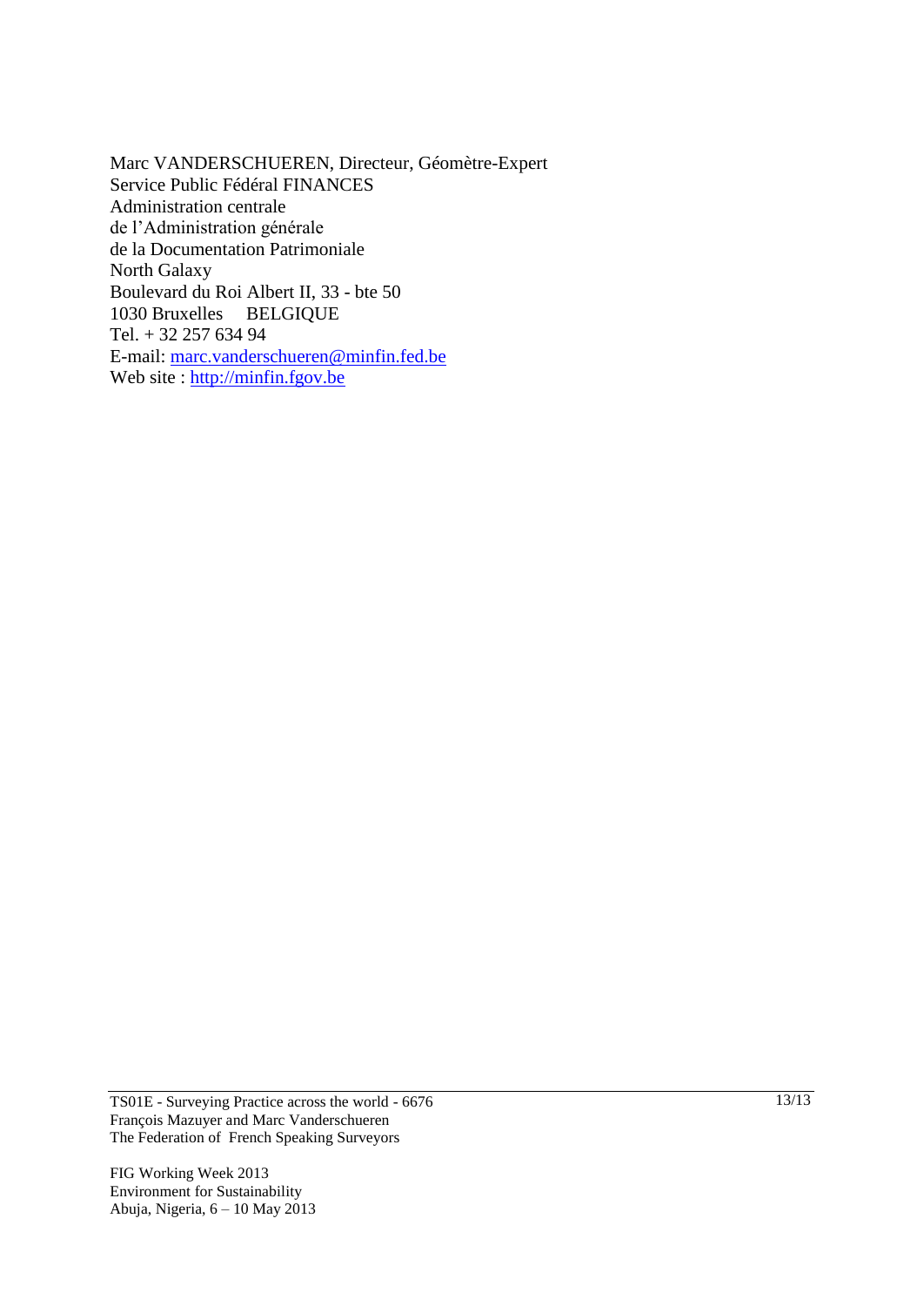Marc VANDERSCHUEREN, Directeur, Géomètre-Expert
Service Public Fédéral FINANCES
Administration centrale
de l'Administration générale
de la Documentation Patrimoniale
North Galaxy
Boulevard du Roi Albert II, 33 - bte 50
1030 Bruxelles BELGIQUE
Tel. + 32 257 634 94
E-mail: marc.vanderschueren@minfin.fed.be
Web site : http://minfin.fgov.be